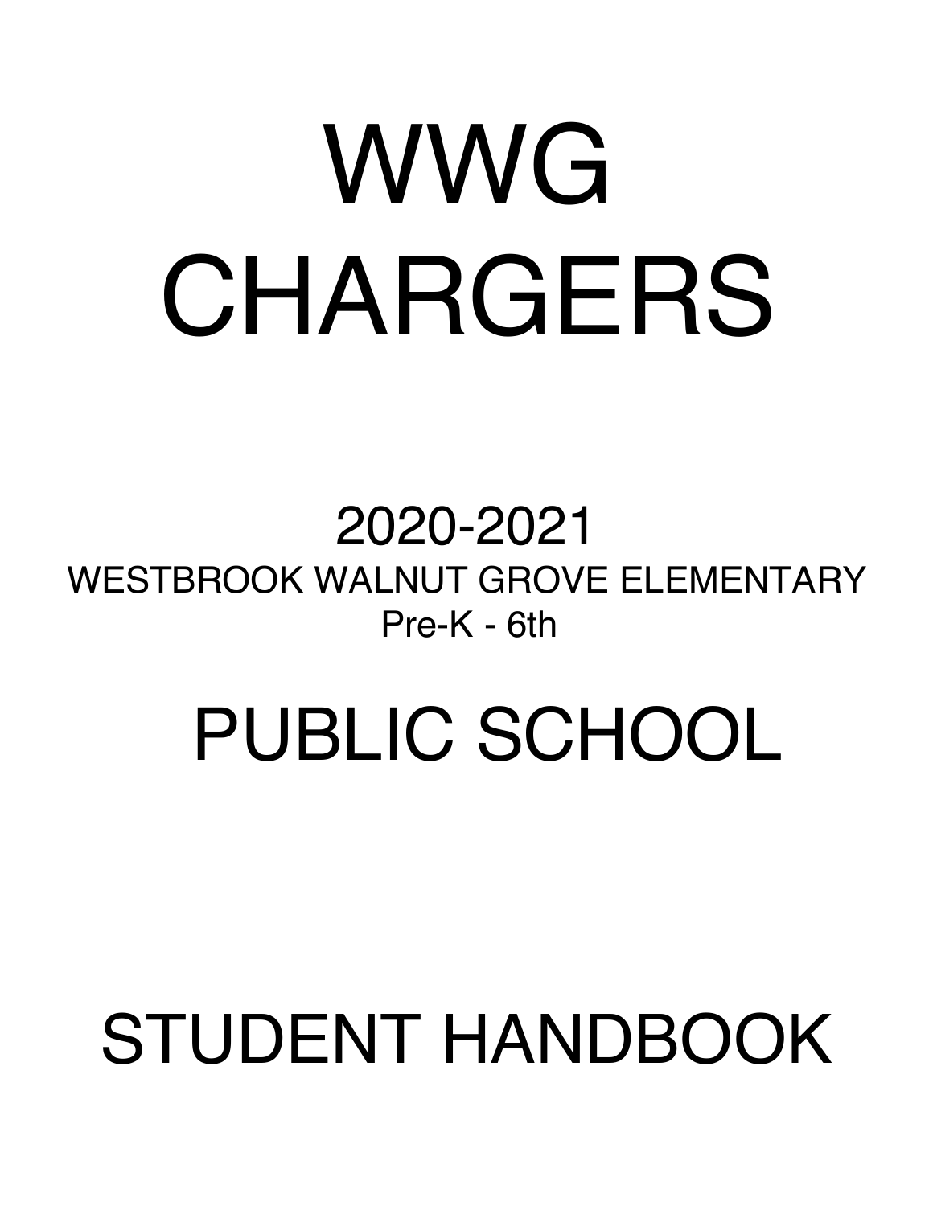# WWG CHARGERS

## 2020-2021

WESTBROOK WALNUT GROVE ELEMENTARY

Pre-K - 6th

# PUBLIC SCHOOL

# STUDENT HANDBOOK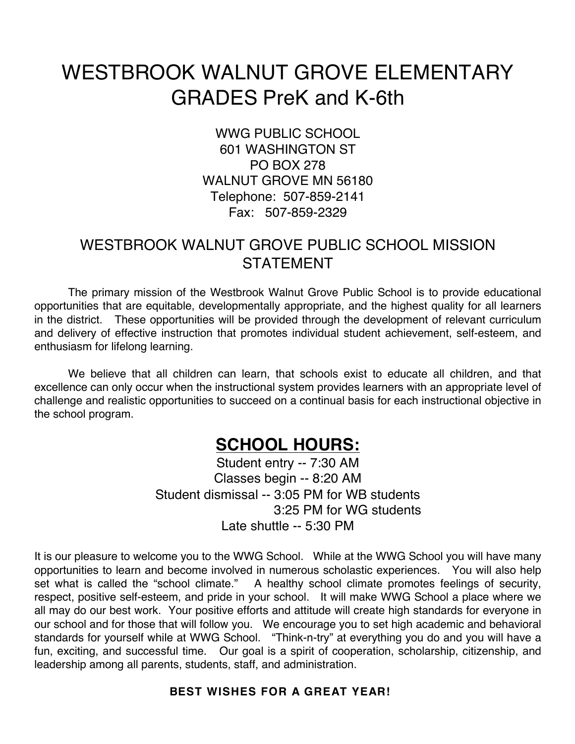# WESTBROOK WALNUT GROVE ELEMENTARY GRADES PreK and K-6th

WWG PUBLIC SCHOOL
601 WASHINGTON ST
PO BOX 278
WALNUT GROVE MN 56180
Telephone: 507-859-2141
Fax: 507-859-2329

## WESTBROOK WALNUT GROVE PUBLIC SCHOOL MISSION STATEMENT

The primary mission of the Westbrook Walnut Grove Public School is to provide educational opportunities that are equitable, developmentally appropriate, and the highest quality for all learners in the district. These opportunities will be provided through the development of relevant curriculum and delivery of effective instruction that promotes individual student achievement, self-esteem, and enthusiasm for lifelong learning.

We believe that all children can learn, that schools exist to educate all children, and that excellence can only occur when the instructional system provides learners with an appropriate level of challenge and realistic opportunities to succeed on a continual basis for each instructional objective in the school program.

## **SCHOOL HOURS:**

Student entry -- 7:30 AM
Classes begin -- 8:20 AM
Student dismissal -- 3:05 PM for WB students
3:25 PM for WG students
Late shuttle -- 5:30 PM

It is our pleasure to welcome you to the WWG School. While at the WWG School you will have many opportunities to learn and become involved in numerous scholastic experiences. You will also help set what is called the "school climate." A healthy school climate promotes feelings of security, respect, positive self-esteem, and pride in your school. It will make WWG School a place where we all may do our best work. Your positive efforts and attitude will create high standards for everyone in our school and for those that will follow you. We encourage you to set high academic and behavioral standards for yourself while at WWG School. "Think-n-try" at everything you do and you will have a fun, exciting, and successful time. Our goal is a spirit of cooperation, scholarship, citizenship, and leadership among all parents, students, staff, and administration.

**BEST WISHES FOR A GREAT YEAR!**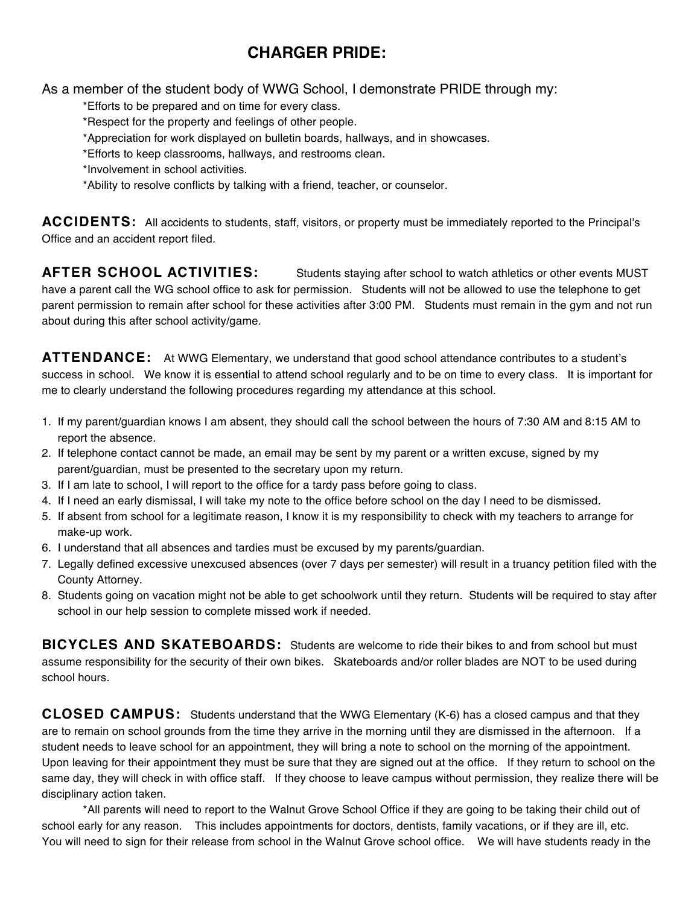## CHARGER PRIDE:

As a member of the student body of WWG School, I demonstrate PRIDE through my:

*Efforts to be prepared and on time for every class.
*Respect for the property and feelings of other people.
*Appreciation for work displayed on bulletin boards, hallways, and in showcases.
*Efforts to keep classrooms, hallways, and restrooms clean.
*Involvement in school activities.
*Ability to resolve conflicts by talking with a friend, teacher, or counselor.

**ACCIDENTS:** All accidents to students, staff, visitors, or property must be immediately reported to the Principal's Office and an accident report filed.

**AFTER SCHOOL ACTIVITIES:** Students staying after school to watch athletics or other events MUST have a parent call the WG school office to ask for permission. Students will not be allowed to use the telephone to get parent permission to remain after school for these activities after 3:00 PM. Students must remain in the gym and not run about during this after school activity/game.

**ATTENDANCE:** At WWG Elementary, we understand that good school attendance contributes to a student's success in school. We know it is essential to attend school regularly and to be on time to every class. It is important for me to clearly understand the following procedures regarding my attendance at this school.

1. If my parent/guardian knows I am absent, they should call the school between the hours of 7:30 AM and 8:15 AM to report the absence.
2. If telephone contact cannot be made, an email may be sent by my parent or a written excuse, signed by my parent/guardian, must be presented to the secretary upon my return.
3. If I am late to school, I will report to the office for a tardy pass before going to class.
4. If I need an early dismissal, I will take my note to the office before school on the day I need to be dismissed.
5. If absent from school for a legitimate reason, I know it is my responsibility to check with my teachers to arrange for make-up work.
6. I understand that all absences and tardies must be excused by my parents/guardian.
7. Legally defined excessive unexcused absences (over 7 days per semester) will result in a truancy petition filed with the County Attorney.
8. Students going on vacation might not be able to get schoolwork until they return. Students will be required to stay after school in our help session to complete missed work if needed.

**BICYCLES AND SKATEBOARDS:** Students are welcome to ride their bikes to and from school but must assume responsibility for the security of their own bikes. Skateboards and/or roller blades are NOT to be used during school hours.

**CLOSED CAMPUS:** Students understand that the WWG Elementary (K-6) has a closed campus and that they are to remain on school grounds from the time they arrive in the morning until they are dismissed in the afternoon. If a student needs to leave school for an appointment, they will bring a note to school on the morning of the appointment. Upon leaving for their appointment they must be sure that they are signed out at the office. If they return to school on the same day, they will check in with office staff. If they choose to leave campus without permission, they realize there will be disciplinary action taken.

*All parents will need to report to the Walnut Grove School Office if they are going to be taking their child out of school early for any reason. This includes appointments for doctors, dentists, family vacations, or if they are ill, etc. You will need to sign for their release from school in the Walnut Grove school office. We will have students ready in the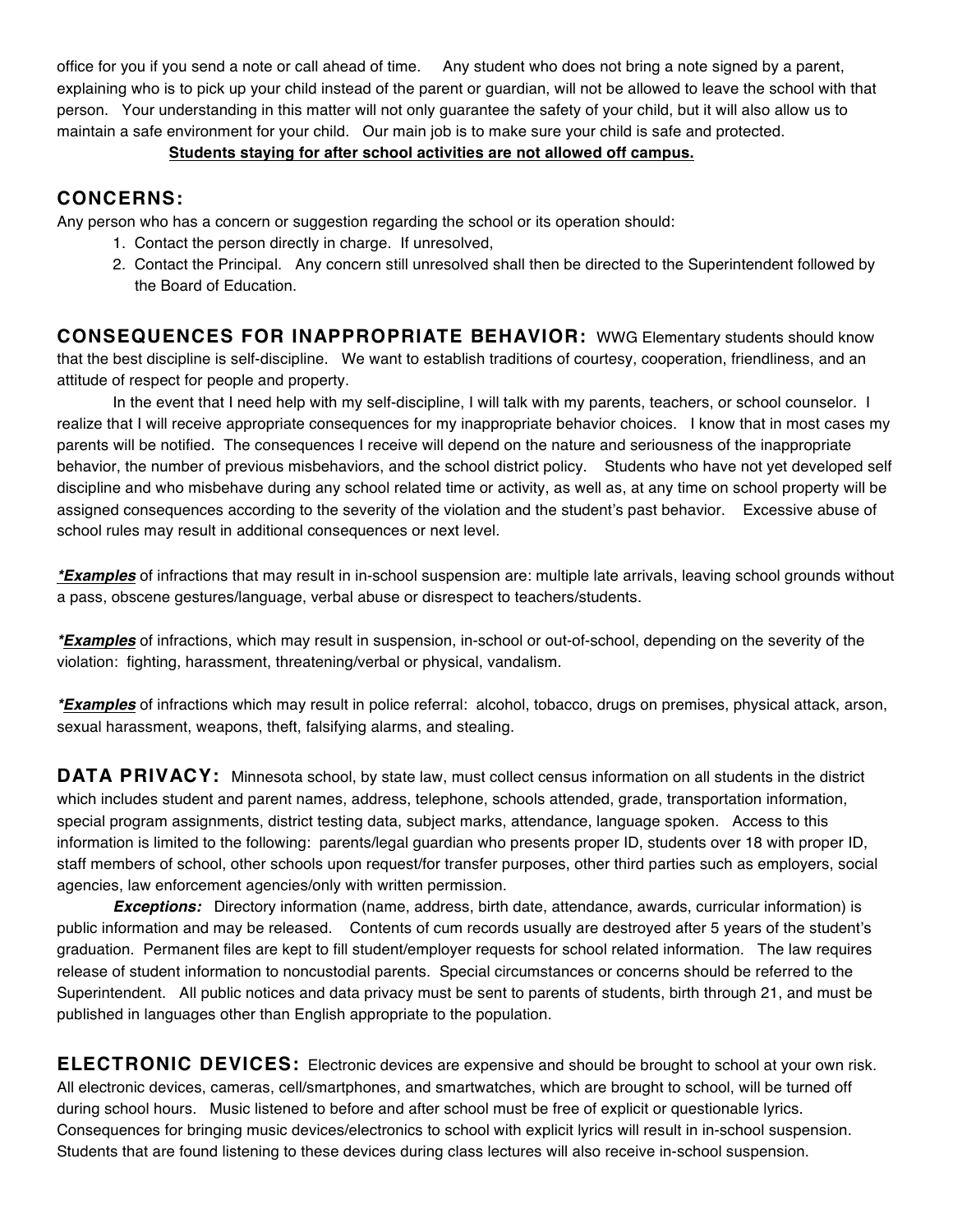office for you if you send a note or call ahead of time. Any student who does not bring a note signed by a parent, explaining who is to pick up your child instead of the parent or guardian, will not be allowed to leave the school with that person. Your understanding in this matter will not only guarantee the safety of your child, but it will also allow us to maintain a safe environment for your child. Our main job is to make sure your child is safe and protected.

**Students staying for after school activities are not allowed off campus.**

## CONCERNS:

Any person who has a concern or suggestion regarding the school or its operation should:

1. Contact the person directly in charge. If unresolved,
2. Contact the Principal. Any concern still unresolved shall then be directed to the Superintendent followed by the Board of Education.

## CONSEQUENCES FOR INAPPROPRIATE BEHAVIOR:

WWG Elementary students should know that the best discipline is self-discipline. We want to establish traditions of courtesy, cooperation, friendliness, and an attitude of respect for people and property.

In the event that I need help with my self-discipline, I will talk with my parents, teachers, or school counselor. I realize that I will receive appropriate consequences for my inappropriate behavior choices. I know that in most cases my parents will be notified. The consequences I receive will depend on the nature and seriousness of the inappropriate behavior, the number of previous misbehaviors, and the school district policy. Students who have not yet developed self discipline and who misbehave during any school related time or activity, as well as, at any time on school property will be assigned consequences according to the severity of the violation and the student's past behavior. Excessive abuse of school rules may result in additional consequences or next level.

***Examples*** of infractions that may result in in-school suspension are: multiple late arrivals, leaving school grounds without a pass, obscene gestures/language, verbal abuse or disrespect to teachers/students.

***Examples*** of infractions, which may result in suspension, in-school or out-of-school, depending on the severity of the violation: fighting, harassment, threatening/verbal or physical, vandalism.

***Examples*** of infractions which may result in police referral: alcohol, tobacco, drugs on premises, physical attack, arson, sexual harassment, weapons, theft, falsifying alarms, and stealing.

## DATA PRIVACY:

Minnesota school, by state law, must collect census information on all students in the district which includes student and parent names, address, telephone, schools attended, grade, transportation information, special program assignments, district testing data, subject marks, attendance, language spoken. Access to this information is limited to the following: parents/legal guardian who presents proper ID, students over 18 with proper ID, staff members of school, other schools upon request/for transfer purposes, other third parties such as employers, social agencies, law enforcement agencies/only with written permission.

***Exceptions:*** Directory information (name, address, birth date, attendance, awards, curricular information) is public information and may be released. Contents of cum records usually are destroyed after 5 years of the student's graduation. Permanent files are kept to fill student/employer requests for school related information. The law requires release of student information to noncustodial parents. Special circumstances or concerns should be referred to the Superintendent. All public notices and data privacy must be sent to parents of students, birth through 21, and must be published in languages other than English appropriate to the population.

## ELECTRONIC DEVICES:

Electronic devices are expensive and should be brought to school at your own risk. All electronic devices, cameras, cell/smartphones, and smartwatches, which are brought to school, will be turned off during school hours. Music listened to before and after school must be free of explicit or questionable lyrics. Consequences for bringing music devices/electronics to school with explicit lyrics will result in in-school suspension. Students that are found listening to these devices during class lectures will also receive in-school suspension.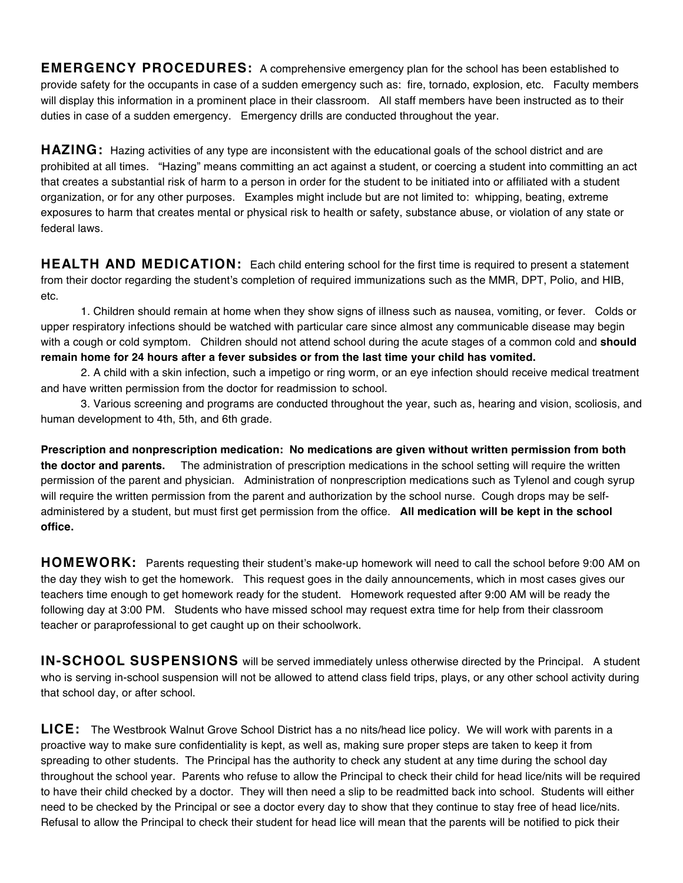**EMERGENCY PROCEDURES:** A comprehensive emergency plan for the school has been established to provide safety for the occupants in case of a sudden emergency such as: fire, tornado, explosion, etc. Faculty members will display this information in a prominent place in their classroom. All staff members have been instructed as to their duties in case of a sudden emergency. Emergency drills are conducted throughout the year.

**HAZING:** Hazing activities of any type are inconsistent with the educational goals of the school district and are prohibited at all times. "Hazing" means committing an act against a student, or coercing a student into committing an act that creates a substantial risk of harm to a person in order for the student to be initiated into or affiliated with a student organization, or for any other purposes. Examples might include but are not limited to: whipping, beating, extreme exposures to harm that creates mental or physical risk to health or safety, substance abuse, or violation of any state or federal laws.

**HEALTH AND MEDICATION:** Each child entering school for the first time is required to present a statement from their doctor regarding the student's completion of required immunizations such as the MMR, DPT, Polio, and HIB, etc.

1. Children should remain at home when they show signs of illness such as nausea, vomiting, or fever. Colds or upper respiratory infections should be watched with particular care since almost any communicable disease may begin with a cough or cold symptom. Children should not attend school during the acute stages of a common cold and **should remain home for 24 hours after a fever subsides or from the last time your child has vomited.**
2. A child with a skin infection, such a impetigo or ring worm, or an eye infection should receive medical treatment and have written permission from the doctor for readmission to school.
3. Various screening and programs are conducted throughout the year, such as, hearing and vision, scoliosis, and human development to 4th, 5th, and 6th grade.

**Prescription and nonprescription medication: No medications are given without written permission from both the doctor and parents.** The administration of prescription medications in the school setting will require the written permission of the parent and physician. Administration of nonprescription medications such as Tylenol and cough syrup will require the written permission from the parent and authorization by the school nurse. Cough drops may be self-administered by a student, but must first get permission from the office. **All medication will be kept in the school office.**

**HOMEWORK:** Parents requesting their student's make-up homework will need to call the school before 9:00 AM on the day they wish to get the homework. This request goes in the daily announcements, which in most cases gives our teachers time enough to get homework ready for the student. Homework requested after 9:00 AM will be ready the following day at 3:00 PM. Students who have missed school may request extra time for help from their classroom teacher or paraprofessional to get caught up on their schoolwork.

**IN-SCHOOL SUSPENSIONS** will be served immediately unless otherwise directed by the Principal. A student who is serving in-school suspension will not be allowed to attend class field trips, plays, or any other school activity during that school day, or after school.

**LICE:** The Westbrook Walnut Grove School District has a no nits/head lice policy. We will work with parents in a proactive way to make sure confidentiality is kept, as well as, making sure proper steps are taken to keep it from spreading to other students. The Principal has the authority to check any student at any time during the school day throughout the school year. Parents who refuse to allow the Principal to check their child for head lice/nits will be required to have their child checked by a doctor. They will then need a slip to be readmitted back into school. Students will either need to be checked by the Principal or see a doctor every day to show that they continue to stay free of head lice/nits. Refusal to allow the Principal to check their student for head lice will mean that the parents will be notified to pick their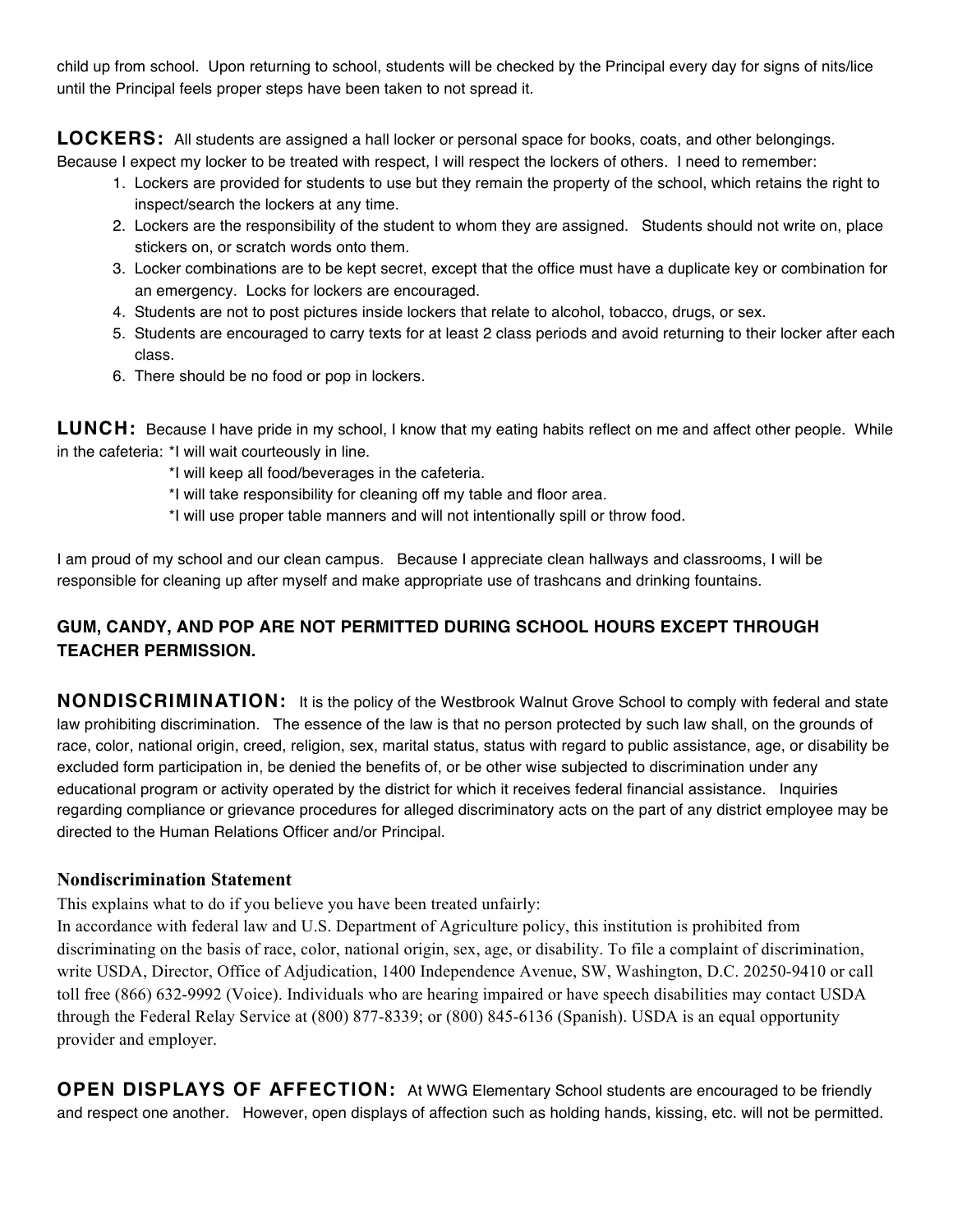child up from school. Upon returning to school, students will be checked by the Principal every day for signs of nits/lice until the Principal feels proper steps have been taken to not spread it.

**LOCKERS:** All students are assigned a hall locker or personal space for books, coats, and other belongings. Because I expect my locker to be treated with respect, I will respect the lockers of others. I need to remember:

1. Lockers are provided for students to use but they remain the property of the school, which retains the right to inspect/search the lockers at any time.
2. Lockers are the responsibility of the student to whom they are assigned. Students should not write on, place stickers on, or scratch words onto them.
3. Locker combinations are to be kept secret, except that the office must have a duplicate key or combination for an emergency. Locks for lockers are encouraged.
4. Students are not to post pictures inside lockers that relate to alcohol, tobacco, drugs, or sex.
5. Students are encouraged to carry texts for at least 2 class periods and avoid returning to their locker after each class.
6. There should be no food or pop in lockers.

**LUNCH:** Because I have pride in my school, I know that my eating habits reflect on me and affect other people. While in the cafeteria: *I will wait courteously in line.

*I will keep all food/beverages in the cafeteria.

*I will take responsibility for cleaning off my table and floor area.

*I will use proper table manners and will not intentionally spill or throw food.

I am proud of my school and our clean campus. Because I appreciate clean hallways and classrooms, I will be responsible for cleaning up after myself and make appropriate use of trashcans and drinking fountains.

**GUM, CANDY, AND POP ARE NOT PERMITTED DURING SCHOOL HOURS EXCEPT THROUGH TEACHER PERMISSION.**

**NONDISCRIMINATION:** It is the policy of the Westbrook Walnut Grove School to comply with federal and state law prohibiting discrimination. The essence of the law is that no person protected by such law shall, on the grounds of race, color, national origin, creed, religion, sex, marital status, status with regard to public assistance, age, or disability be excluded form participation in, be denied the benefits of, or be other wise subjected to discrimination under any educational program or activity operated by the district for which it receives federal financial assistance. Inquiries regarding compliance or grievance procedures for alleged discriminatory acts on the part of any district employee may be directed to the Human Relations Officer and/or Principal.

### Nondiscrimination Statement

This explains what to do if you believe you have been treated unfairly:
In accordance with federal law and U.S. Department of Agriculture policy, this institution is prohibited from discriminating on the basis of race, color, national origin, sex, age, or disability. To file a complaint of discrimination, write USDA, Director, Office of Adjudication, 1400 Independence Avenue, SW, Washington, D.C. 20250-9410 or call toll free (866) 632-9992 (Voice). Individuals who are hearing impaired or have speech disabilities may contact USDA through the Federal Relay Service at (800) 877-8339; or (800) 845-6136 (Spanish). USDA is an equal opportunity provider and employer.

**OPEN DISPLAYS OF AFFECTION:** At WWG Elementary School students are encouraged to be friendly and respect one another. However, open displays of affection such as holding hands, kissing, etc. will not be permitted.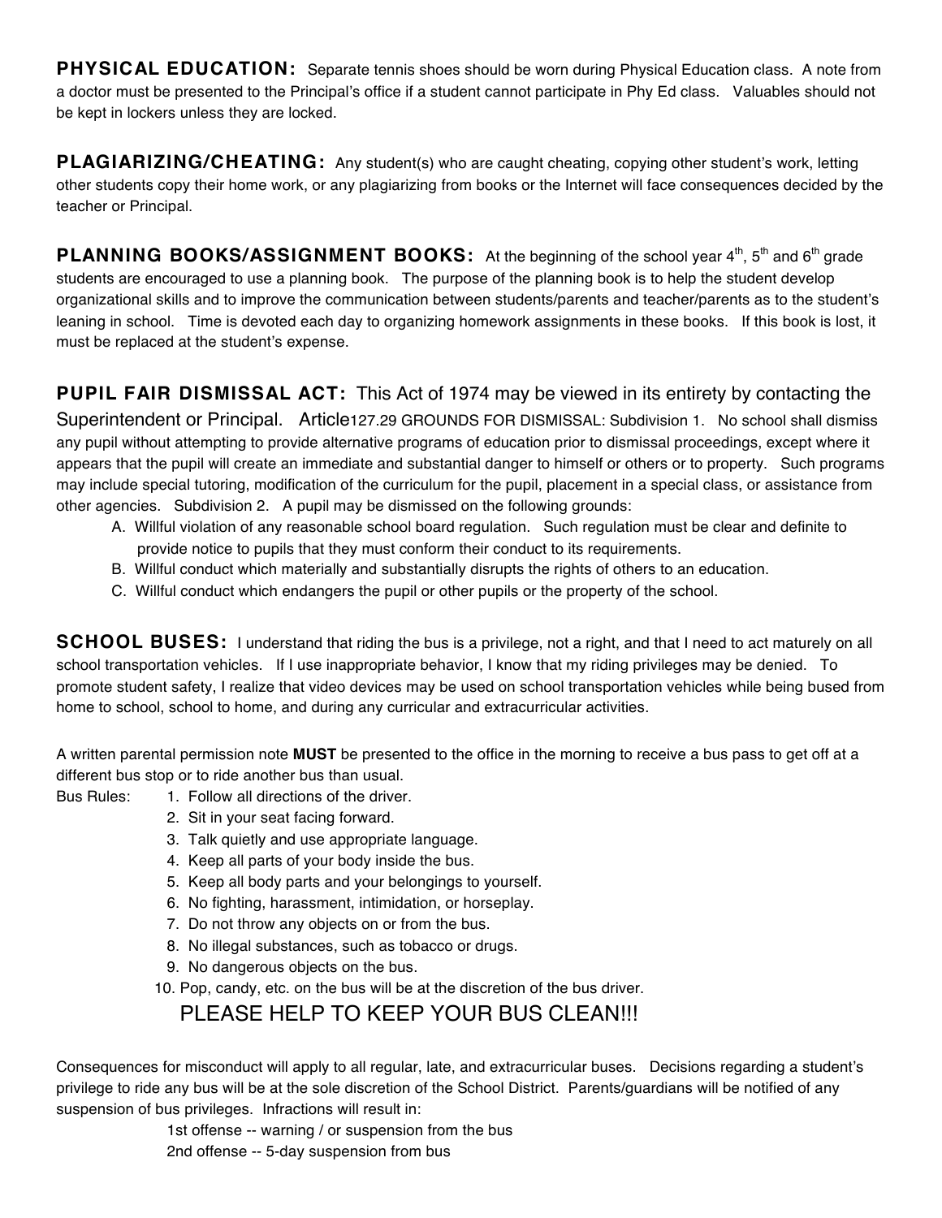**PHYSICAL EDUCATION:** Separate tennis shoes should be worn during Physical Education class. A note from a doctor must be presented to the Principal's office if a student cannot participate in Phy Ed class. Valuables should not be kept in lockers unless they are locked.

**PLAGIARIZING/CHEATING:** Any student(s) who are caught cheating, copying other student's work, letting other students copy their home work, or any plagiarizing from books or the Internet will face consequences decided by the teacher or Principal.

**PLANNING BOOKS/ASSIGNMENT BOOKS:** At the beginning of the school year 4th, 5th and 6th grade students are encouraged to use a planning book. The purpose of the planning book is to help the student develop organizational skills and to improve the communication between students/parents and teacher/parents as to the student's leaning in school. Time is devoted each day to organizing homework assignments in these books. If this book is lost, it must be replaced at the student's expense.

**PUPIL FAIR DISMISSAL ACT:** This Act of 1974 may be viewed in its entirety by contacting the Superintendent or Principal. Article127.29 GROUNDS FOR DISMISSAL: Subdivision 1. No school shall dismiss any pupil without attempting to provide alternative programs of education prior to dismissal proceedings, except where it appears that the pupil will create an immediate and substantial danger to himself or others or to property. Such programs may include special tutoring, modification of the curriculum for the pupil, placement in a special class, or assistance from other agencies. Subdivision 2. A pupil may be dismissed on the following grounds:

A. Willful violation of any reasonable school board regulation. Such regulation must be clear and definite to provide notice to pupils that they must conform their conduct to its requirements.
B. Willful conduct which materially and substantially disrupts the rights of others to an education.
C. Willful conduct which endangers the pupil or other pupils or the property of the school.

**SCHOOL BUSES:** I understand that riding the bus is a privilege, not a right, and that I need to act maturely on all school transportation vehicles. If I use inappropriate behavior, I know that my riding privileges may be denied. To promote student safety, I realize that video devices may be used on school transportation vehicles while being bused from home to school, school to home, and during any curricular and extracurricular activities.

A written parental permission note **MUST** be presented to the office in the morning to receive a bus pass to get off at a different bus stop or to ride another bus than usual.

Bus Rules:

1. Follow all directions of the driver.
2. Sit in your seat facing forward.
3. Talk quietly and use appropriate language.
4. Keep all parts of your body inside the bus.
5. Keep all body parts and your belongings to yourself.
6. No fighting, harassment, intimidation, or horseplay.
7. Do not throw any objects on or from the bus.
8. No illegal substances, such as tobacco or drugs.
9. No dangerous objects on the bus.
10. Pop, candy, etc. on the bus will be at the discretion of the bus driver.

PLEASE HELP TO KEEP YOUR BUS CLEAN!!!

Consequences for misconduct will apply to all regular, late, and extracurricular buses. Decisions regarding a student's privilege to ride any bus will be at the sole discretion of the School District. Parents/guardians will be notified of any suspension of bus privileges. Infractions will result in:

1st offense -- warning / or suspension from the bus
2nd offense -- 5-day suspension from bus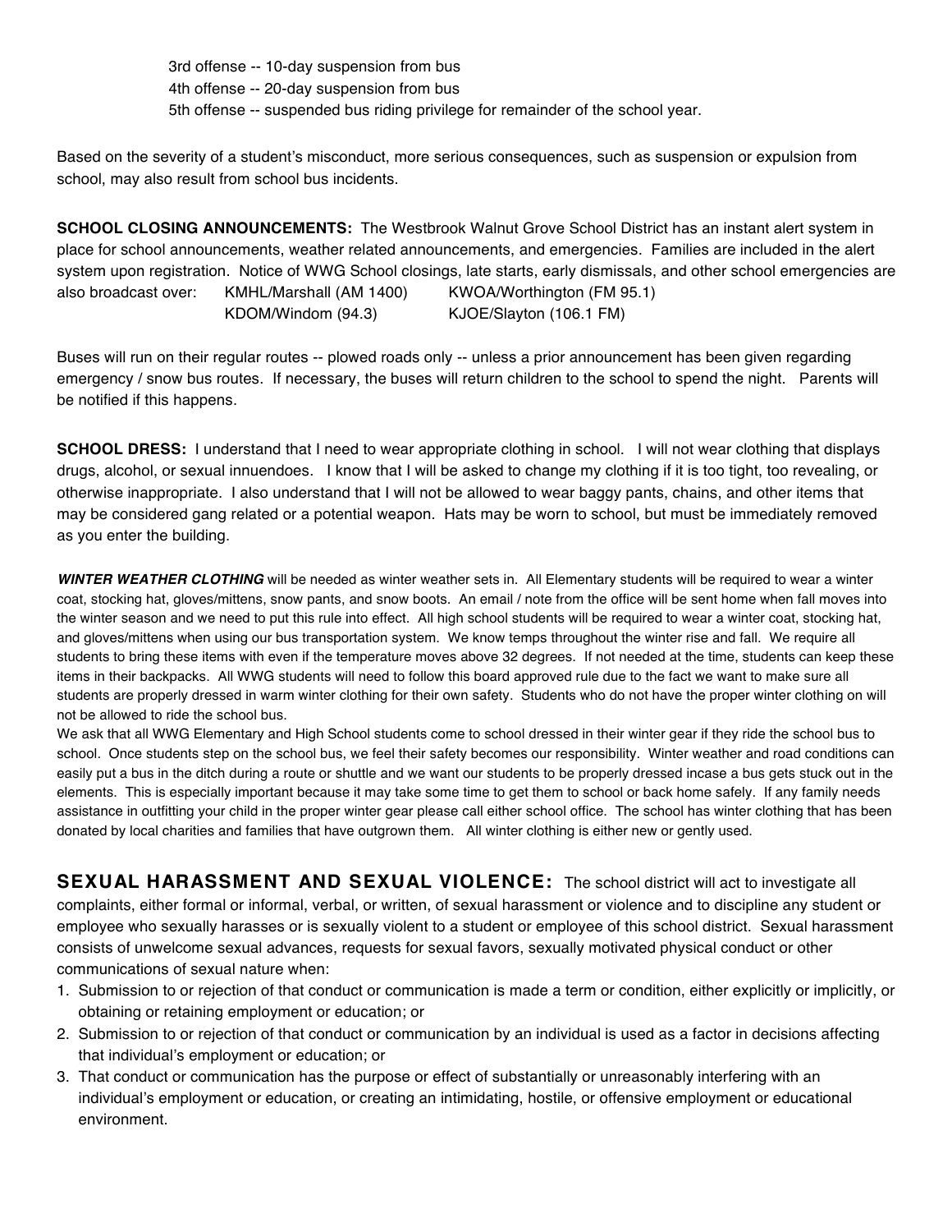3rd offense -- 10-day suspension from bus
4th offense -- 20-day suspension from bus
5th offense -- suspended bus riding privilege for remainder of the school year.

Based on the severity of a student's misconduct, more serious consequences, such as suspension or expulsion from school, may also result from school bus incidents.

**SCHOOL CLOSING ANNOUNCEMENTS:** The Westbrook Walnut Grove School District has an instant alert system in place for school announcements, weather related announcements, and emergencies. Families are included in the alert system upon registration. Notice of WWG School closings, late starts, early dismissals, and other school emergencies are also broadcast over:

| | |
|---|---|
| KMHL/Marshall (AM 1400) | KWOA/Worthington (FM 95.1) |
| KDOM/Windom (94.3) | KJOE/Slayton (106.1 FM) |

Buses will run on their regular routes -- plowed roads only -- unless a prior announcement has been given regarding emergency / snow bus routes. If necessary, the buses will return children to the school to spend the night. Parents will be notified if this happens.

**SCHOOL DRESS:** I understand that I need to wear appropriate clothing in school. I will not wear clothing that displays drugs, alcohol, or sexual innuendoes. I know that I will be asked to change my clothing if it is too tight, too revealing, or otherwise inappropriate. I also understand that I will not be allowed to wear baggy pants, chains, and other items that may be considered gang related or a potential weapon. Hats may be worn to school, but must be immediately removed as you enter the building.

***WINTER WEATHER CLOTHING*** will be needed as winter weather sets in. All Elementary students will be required to wear a winter coat, stocking hat, gloves/mittens, snow pants, and snow boots. An email / note from the office will be sent home when fall moves into the winter season and we need to put this rule into effect. All high school students will be required to wear a winter coat, stocking hat, and gloves/mittens when using our bus transportation system. We know temps throughout the winter rise and fall. We require all students to bring these items with even if the temperature moves above 32 degrees. If not needed at the time, students can keep these items in their backpacks. All WWG students will need to follow this board approved rule due to the fact we want to make sure all students are properly dressed in warm winter clothing for their own safety. Students who do not have the proper winter clothing on will not be allowed to ride the school bus.

We ask that all WWG Elementary and High School students come to school dressed in their winter gear if they ride the school bus to school. Once students step on the school bus, we feel their safety becomes our responsibility. Winter weather and road conditions can easily put a bus in the ditch during a route or shuttle and we want our students to be properly dressed incase a bus gets stuck out in the elements. This is especially important because it may take some time to get them to school or back home safely. If any family needs assistance in outfitting your child in the proper winter gear please call either school office. The school has winter clothing that has been donated by local charities and families that have outgrown them. All winter clothing is either new or gently used.

**SEXUAL HARASSMENT AND SEXUAL VIOLENCE:** The school district will act to investigate all complaints, either formal or informal, verbal, or written, of sexual harassment or violence and to discipline any student or employee who sexually harasses or is sexually violent to a student or employee of this school district. Sexual harassment consists of unwelcome sexual advances, requests for sexual favors, sexually motivated physical conduct or other communications of sexual nature when:

1. Submission to or rejection of that conduct or communication is made a term or condition, either explicitly or implicitly, or obtaining or retaining employment or education; or
2. Submission to or rejection of that conduct or communication by an individual is used as a factor in decisions affecting that individual's employment or education; or
3. That conduct or communication has the purpose or effect of substantially or unreasonably interfering with an individual's employment or education, or creating an intimidating, hostile, or offensive employment or educational environment.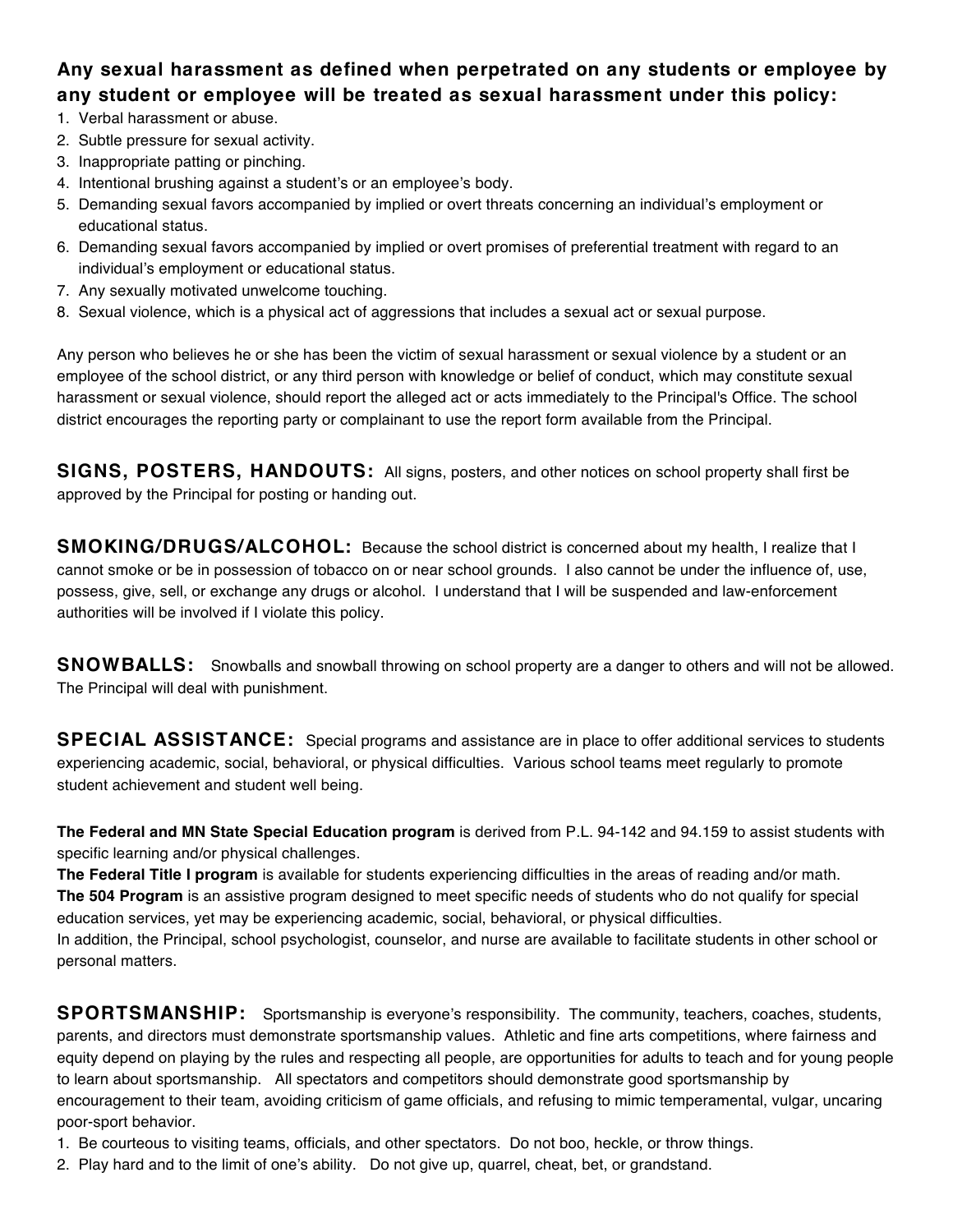**Any sexual harassment as defined when perpetrated on any students or employee by any student or employee will be treated as sexual harassment under this policy:**

1. Verbal harassment or abuse.
2. Subtle pressure for sexual activity.
3. Inappropriate patting or pinching.
4. Intentional brushing against a student's or an employee's body.
5. Demanding sexual favors accompanied by implied or overt threats concerning an individual's employment or educational status.
6. Demanding sexual favors accompanied by implied or overt promises of preferential treatment with regard to an individual's employment or educational status.
7. Any sexually motivated unwelcome touching.
8. Sexual violence, which is a physical act of aggressions that includes a sexual act or sexual purpose.

Any person who believes he or she has been the victim of sexual harassment or sexual violence by a student or an employee of the school district, or any third person with knowledge or belief of conduct, which may constitute sexual harassment or sexual violence, should report the alleged act or acts immediately to the Principal's Office. The school district encourages the reporting party or complainant to use the report form available from the Principal.

**SIGNS, POSTERS, HANDOUTS:** All signs, posters, and other notices on school property shall first be approved by the Principal for posting or handing out.

**SMOKING/DRUGS/ALCOHOL:** Because the school district is concerned about my health, I realize that I cannot smoke or be in possession of tobacco on or near school grounds. I also cannot be under the influence of, use, possess, give, sell, or exchange any drugs or alcohol. I understand that I will be suspended and law-enforcement authorities will be involved if I violate this policy.

**SNOWBALLS:** Snowballs and snowball throwing on school property are a danger to others and will not be allowed. The Principal will deal with punishment.

**SPECIAL ASSISTANCE:** Special programs and assistance are in place to offer additional services to students experiencing academic, social, behavioral, or physical difficulties. Various school teams meet regularly to promote student achievement and student well being.

**The Federal and MN State Special Education program** is derived from P.L. 94-142 and 94.159 to assist students with specific learning and/or physical challenges.
**The Federal Title I program** is available for students experiencing difficulties in the areas of reading and/or math.
**The 504 Program** is an assistive program designed to meet specific needs of students who do not qualify for special education services, yet may be experiencing academic, social, behavioral, or physical difficulties.
In addition, the Principal, school psychologist, counselor, and nurse are available to facilitate students in other school or personal matters.

**SPORTSMANSHIP:** Sportsmanship is everyone's responsibility. The community, teachers, coaches, students, parents, and directors must demonstrate sportsmanship values. Athletic and fine arts competitions, where fairness and equity depend on playing by the rules and respecting all people, are opportunities for adults to teach and for young people to learn about sportsmanship. All spectators and competitors should demonstrate good sportsmanship by encouragement to their team, avoiding criticism of game officials, and refusing to mimic temperamental, vulgar, uncaring poor-sport behavior.

1. Be courteous to visiting teams, officials, and other spectators. Do not boo, heckle, or throw things.
2. Play hard and to the limit of one's ability. Do not give up, quarrel, cheat, bet, or grandstand.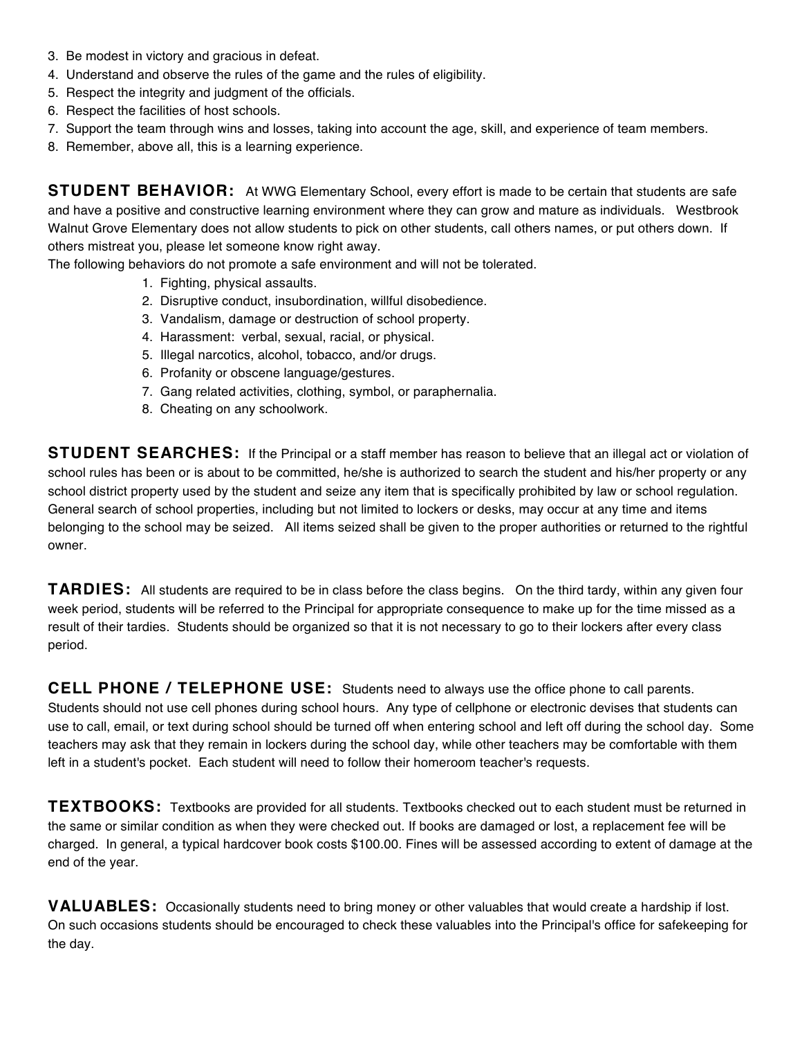3. Be modest in victory and gracious in defeat.
4. Understand and observe the rules of the game and the rules of eligibility.
5. Respect the integrity and judgment of the officials.
6. Respect the facilities of host schools.
7. Support the team through wins and losses, taking into account the age, skill, and experience of team members.
8. Remember, above all, this is a learning experience.

**STUDENT BEHAVIOR:** At WWG Elementary School, every effort is made to be certain that students are safe and have a positive and constructive learning environment where they can grow and mature as individuals. Westbrook Walnut Grove Elementary does not allow students to pick on other students, call others names, or put others down. If others mistreat you, please let someone know right away.
The following behaviors do not promote a safe environment and will not be tolerated.

1. Fighting, physical assaults.
2. Disruptive conduct, insubordination, willful disobedience.
3. Vandalism, damage or destruction of school property.
4. Harassment: verbal, sexual, racial, or physical.
5. Illegal narcotics, alcohol, tobacco, and/or drugs.
6. Profanity or obscene language/gestures.
7. Gang related activities, clothing, symbol, or paraphernalia.
8. Cheating on any schoolwork.

**STUDENT SEARCHES:** If the Principal or a staff member has reason to believe that an illegal act or violation of school rules has been or is about to be committed, he/she is authorized to search the student and his/her property or any school district property used by the student and seize any item that is specifically prohibited by law or school regulation. General search of school properties, including but not limited to lockers or desks, may occur at any time and items belonging to the school may be seized. All items seized shall be given to the proper authorities or returned to the rightful owner.

**TARDIES:** All students are required to be in class before the class begins. On the third tardy, within any given four week period, students will be referred to the Principal for appropriate consequence to make up for the time missed as a result of their tardies. Students should be organized so that it is not necessary to go to their lockers after every class period.

**CELL PHONE / TELEPHONE USE:** Students need to always use the office phone to call parents. Students should not use cell phones during school hours. Any type of cellphone or electronic devises that students can use to call, email, or text during school should be turned off when entering school and left off during the school day. Some teachers may ask that they remain in lockers during the school day, while other teachers may be comfortable with them left in a student's pocket. Each student will need to follow their homeroom teacher's requests.

**TEXTBOOKS:** Textbooks are provided for all students. Textbooks checked out to each student must be returned in the same or similar condition as when they were checked out. If books are damaged or lost, a replacement fee will be charged. In general, a typical hardcover book costs $100.00. Fines will be assessed according to extent of damage at the end of the year.

**VALUABLES:** Occasionally students need to bring money or other valuables that would create a hardship if lost. On such occasions students should be encouraged to check these valuables into the Principal's office for safekeeping for the day.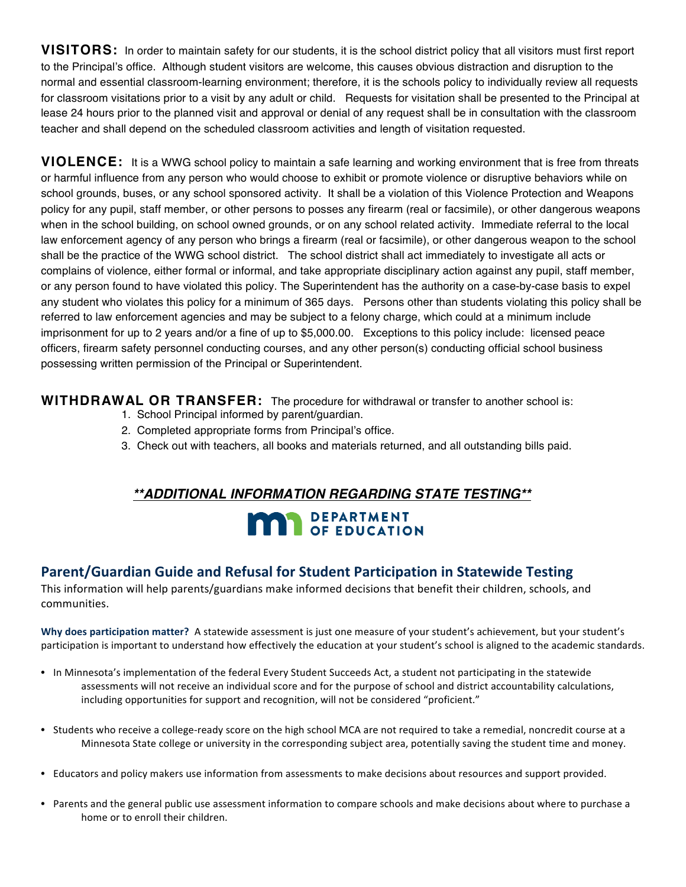**VISITORS:** In order to maintain safety for our students, it is the school district policy that all visitors must first report to the Principal's office. Although student visitors are welcome, this causes obvious distraction and disruption to the normal and essential classroom-learning environment; therefore, it is the schools policy to individually review all requests for classroom visitations prior to a visit by any adult or child. Requests for visitation shall be presented to the Principal at lease 24 hours prior to the planned visit and approval or denial of any request shall be in consultation with the classroom teacher and shall depend on the scheduled classroom activities and length of visitation requested.

**VIOLENCE:** It is a WWG school policy to maintain a safe learning and working environment that is free from threats or harmful influence from any person who would choose to exhibit or promote violence or disruptive behaviors while on school grounds, buses, or any school sponsored activity. It shall be a violation of this Violence Protection and Weapons policy for any pupil, staff member, or other persons to posses any firearm (real or facsimile), or other dangerous weapons when in the school building, on school owned grounds, or on any school related activity. Immediate referral to the local law enforcement agency of any person who brings a firearm (real or facsimile), or other dangerous weapon to the school shall be the practice of the WWG school district. The school district shall act immediately to investigate all acts or complains of violence, either formal or informal, and take appropriate disciplinary action against any pupil, staff member, or any person found to have violated this policy. The Superintendent has the authority on a case-by-case basis to expel any student who violates this policy for a minimum of 365 days. Persons other than students violating this policy shall be referred to law enforcement agencies and may be subject to a felony charge, which could at a minimum include imprisonment for up to 2 years and/or a fine of up to $5,000.00. Exceptions to this policy include: licensed peace officers, firearm safety personnel conducting courses, and any other person(s) conducting official school business possessing written permission of the Principal or Superintendent.

**WITHDRAWAL OR TRANSFER:** The procedure for withdrawal or transfer to another school is:

1. School Principal informed by parent/guardian.
2. Completed appropriate forms from Principal's office.
3. Check out with teachers, all books and materials returned, and all outstanding bills paid.

***\*\*ADDITIONAL INFORMATION REGARDING STATE TESTING\*\****

DEPARTMENT OF EDUCATION

## Parent/Guardian Guide and Refusal for Student Participation in Statewide Testing

This information will help parents/guardians make informed decisions that benefit their children, schools, and communities.

**Why does participation matter?** A statewide assessment is just one measure of your student's achievement, but your student's participation is important to understand how effectively the education at your student's school is aligned to the academic standards.

- In Minnesota's implementation of the federal Every Student Succeeds Act, a student not participating in the statewide assessments will not receive an individual score and for the purpose of school and district accountability calculations, including opportunities for support and recognition, will not be considered "proficient."
- Students who receive a college-ready score on the high school MCA are not required to take a remedial, noncredit course at a Minnesota State college or university in the corresponding subject area, potentially saving the student time and money.
- Educators and policy makers use information from assessments to make decisions about resources and support provided.
- Parents and the general public use assessment information to compare schools and make decisions about where to purchase a home or to enroll their children.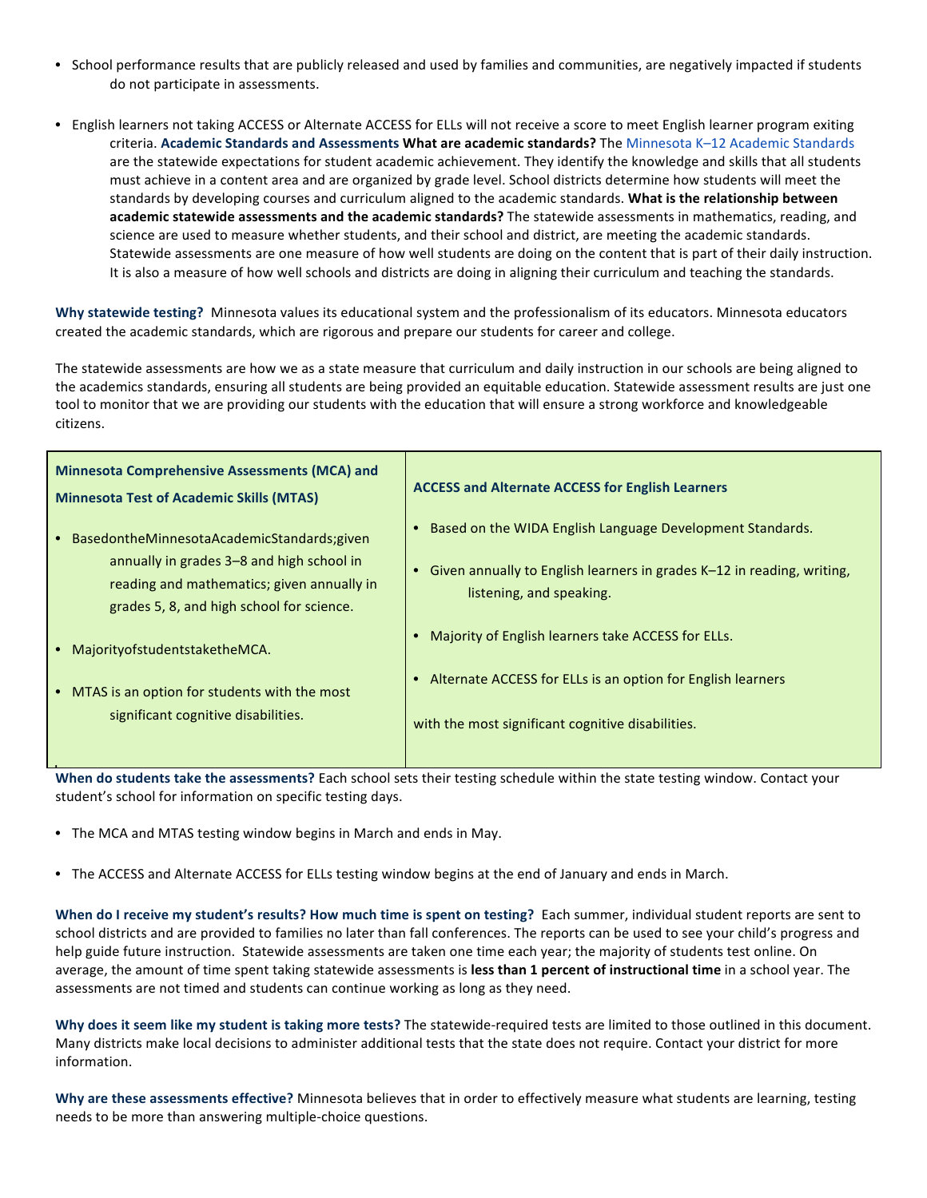- School performance results that are publicly released and used by families and communities, are negatively impacted if students do not participate in assessments.

- English learners not taking ACCESS or Alternate ACCESS for ELLs will not receive a score to meet English learner program exiting criteria. **Academic Standards and Assessments** **What are academic standards?** The Minnesota K–12 Academic Standards are the statewide expectations for student academic achievement. They identify the knowledge and skills that all students must achieve in a content area and are organized by grade level. School districts determine how students will meet the standards by developing courses and curriculum aligned to the academic standards. **What is the relationship between academic statewide assessments and the academic standards?** The statewide assessments in mathematics, reading, and science are used to measure whether students, and their school and district, are meeting the academic standards. Statewide assessments are one measure of how well students are doing on the content that is part of their daily instruction. It is also a measure of how well schools and districts are doing in aligning their curriculum and teaching the standards.

**Why statewide testing?** Minnesota values its educational system and the professionalism of its educators. Minnesota educators created the academic standards, which are rigorous and prepare our students for career and college.

The statewide assessments are how we as a state measure that curriculum and daily instruction in our schools are being aligned to the academics standards, ensuring all students are being provided an equitable education. Statewide assessment results are just one tool to monitor that we are providing our students with the education that will ensure a strong workforce and knowledgeable citizens.

| Minnesota Comprehensive Assessments (MCA) and Minnesota Test of Academic Skills (MTAS) | ACCESS and Alternate ACCESS for English Learners |
|---|---|
| • Based on the Minnesota Academic Standards; given annually in grades 3–8 and high school in reading and mathematics; given annually in grades 5, 8, and high school for science.<br>• Majority of students take the MCA.<br>• MTAS is an option for students with the most significant cognitive disabilities. | • Based on the WIDA English Language Development Standards.<br>• Given annually to English learners in grades K–12 in reading, writing, listening, and speaking.<br>• Majority of English learners take ACCESS for ELLs.<br>• Alternate ACCESS for ELLs is an option for English learners with the most significant cognitive disabilities. |

**When do students take the assessments?** Each school sets their testing schedule within the state testing window. Contact your student's school for information on specific testing days.

- The MCA and MTAS testing window begins in March and ends in May.

- The ACCESS and Alternate ACCESS for ELLs testing window begins at the end of January and ends in March.

**When do I receive my student's results? How much time is spent on testing?** Each summer, individual student reports are sent to school districts and are provided to families no later than fall conferences. The reports can be used to see your child's progress and help guide future instruction. Statewide assessments are taken one time each year; the majority of students test online. On average, the amount of time spent taking statewide assessments is **less than 1 percent of instructional time** in a school year. The assessments are not timed and students can continue working as long as they need.

**Why does it seem like my student is taking more tests?** The statewide-required tests are limited to those outlined in this document. Many districts make local decisions to administer additional tests that the state does not require. Contact your district for more information.

**Why are these assessments effective?** Minnesota believes that in order to effectively measure what students are learning, testing needs to be more than answering multiple-choice questions.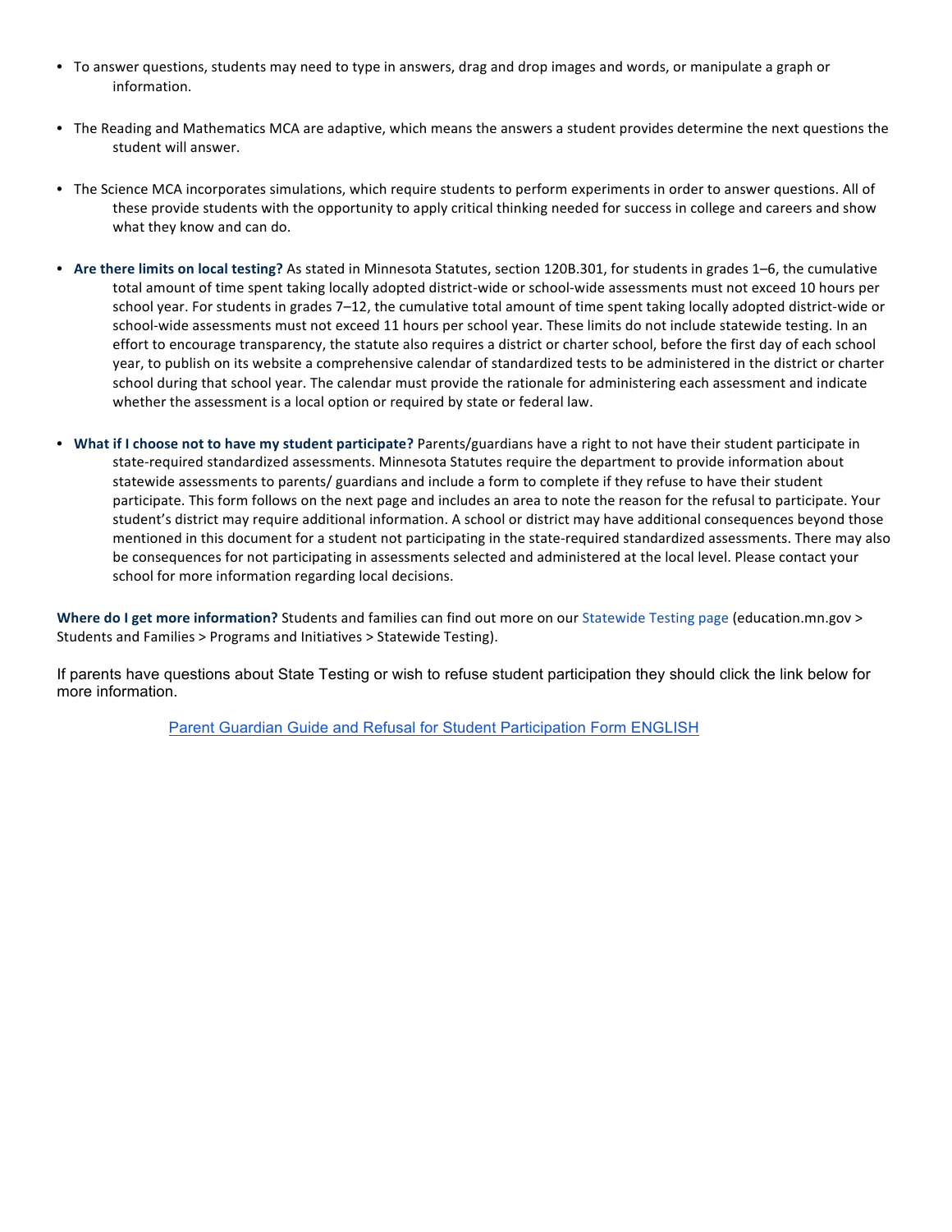- To answer questions, students may need to type in answers, drag and drop images and words, or manipulate a graph or information.

- The Reading and Mathematics MCA are adaptive, which means the answers a student provides determine the next questions the student will answer.

- The Science MCA incorporates simulations, which require students to perform experiments in order to answer questions. All of these provide students with the opportunity to apply critical thinking needed for success in college and careers and show what they know and can do.

- **Are there limits on local testing?** As stated in Minnesota Statutes, section 120B.301, for students in grades 1–6, the cumulative total amount of time spent taking locally adopted district-wide or school-wide assessments must not exceed 10 hours per school year. For students in grades 7–12, the cumulative total amount of time spent taking locally adopted district-wide or school-wide assessments must not exceed 11 hours per school year. These limits do not include statewide testing. In an effort to encourage transparency, the statute also requires a district or charter school, before the first day of each school year, to publish on its website a comprehensive calendar of standardized tests to be administered in the district or charter school during that school year. The calendar must provide the rationale for administering each assessment and indicate whether the assessment is a local option or required by state or federal law.

- **What if I choose not to have my student participate?** Parents/guardians have a right to not have their student participate in state-required standardized assessments. Minnesota Statutes require the department to provide information about statewide assessments to parents/ guardians and include a form to complete if they refuse to have their student participate. This form follows on the next page and includes an area to note the reason for the refusal to participate. Your student's district may require additional information. A school or district may have additional consequences beyond those mentioned in this document for a student not participating in the state-required standardized assessments. There may also be consequences for not participating in assessments selected and administered at the local level. Please contact your school for more information regarding local decisions.

**Where do I get more information?** Students and families can find out more on our Statewide Testing page (education.mn.gov > Students and Families > Programs and Initiatives > Statewide Testing).

If parents have questions about State Testing or wish to refuse student participation they should click the link below for more information.

Parent Guardian Guide and Refusal for Student Participation Form ENGLISH